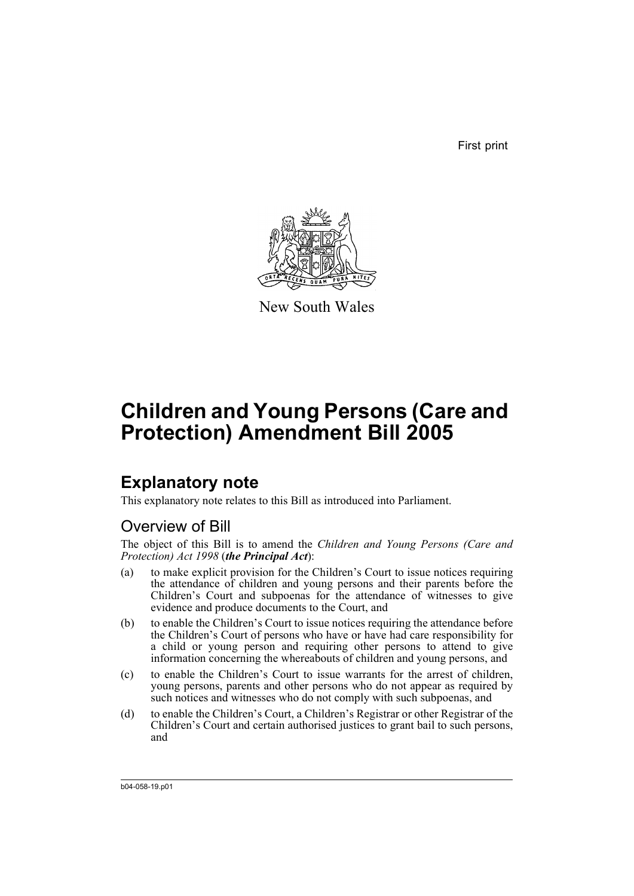First print

New South Wales

# Children and Young Persons (Care and Protection) Amendment Bill 2005

## Explanatory note

This explanatory note relates to this Bill as introduced into Parliament.

### Overview of Bill

The object of this Bill is to amend the *Children and Young Persons (Care and Protection) Act 1998* (***the Principal Act***):

(a) to make explicit provision for the Children's Court to issue notices requiring the attendance of children and young persons and their parents before the Children's Court and subpoenas for the attendance of witnesses to give evidence and produce documents to the Court, and

(b) to enable the Children's Court to issue notices requiring the attendance before the Children's Court of persons who have or have had care responsibility for a child or young person and requiring other persons to attend to give information concerning the whereabouts of children and young persons, and

(c) to enable the Children's Court to issue warrants for the arrest of children, young persons, parents and other persons who do not appear as required by such notices and witnesses who do not comply with such subpoenas, and

(d) to enable the Children's Court, a Children's Registrar or other Registrar of the Children's Court and certain authorised justices to grant bail to such persons, and

b04-058-19.p01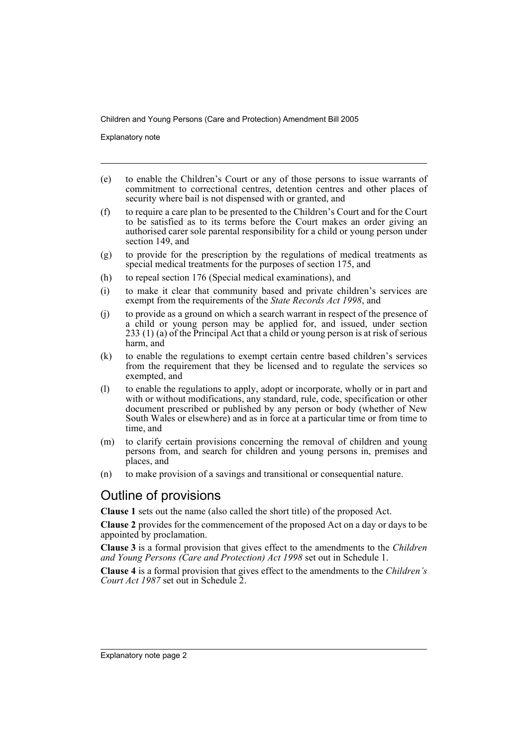(e) to enable the Children's Court or any of those persons to issue warrants of commitment to correctional centres, detention centres and other places of security where bail is not dispensed with or granted, and

(f) to require a care plan to be presented to the Children's Court and for the Court to be satisfied as to its terms before the Court makes an order giving an authorised carer sole parental responsibility for a child or young person under section 149, and

(g) to provide for the prescription by the regulations of medical treatments as special medical treatments for the purposes of section 175, and

(h) to repeal section 176 (Special medical examinations), and

(i) to make it clear that community based and private children's services are exempt from the requirements of the *State Records Act 1998*, and

(j) to provide as a ground on which a search warrant in respect of the presence of a child or young person may be applied for, and issued, under section 233 (1) (a) of the Principal Act that a child or young person is at risk of serious harm, and

(k) to enable the regulations to exempt certain centre based children's services from the requirement that they be licensed and to regulate the services so exempted, and

(l) to enable the regulations to apply, adopt or incorporate, wholly or in part and with or without modifications, any standard, rule, code, specification or other document prescribed or published by any person or body (whether of New South Wales or elsewhere) and as in force at a particular time or from time to time, and

(m) to clarify certain provisions concerning the removal of children and young persons from, and search for children and young persons in, premises and places, and

(n) to make provision of a savings and transitional or consequential nature.

## Outline of provisions

**Clause 1** sets out the name (also called the short title) of the proposed Act.

**Clause 2** provides for the commencement of the proposed Act on a day or days to be appointed by proclamation.

**Clause 3** is a formal provision that gives effect to the amendments to the *Children and Young Persons (Care and Protection) Act 1998* set out in Schedule 1.

**Clause 4** is a formal provision that gives effect to the amendments to the *Children's Court Act 1987* set out in Schedule 2.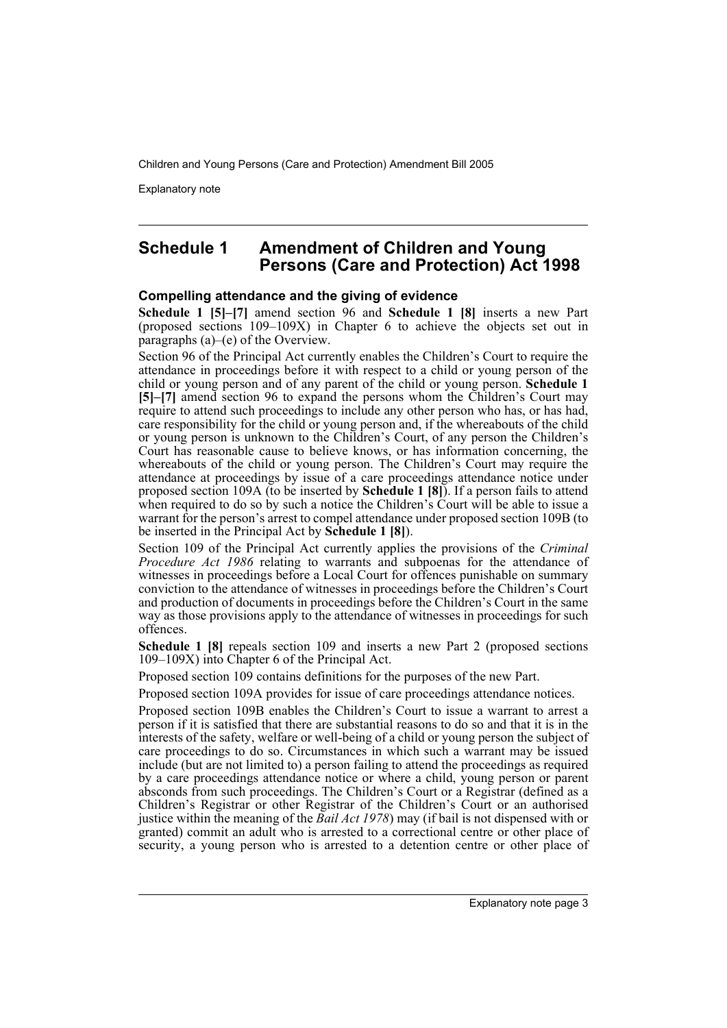## Schedule 1 Amendment of Children and Young Persons (Care and Protection) Act 1998

### Compelling attendance and the giving of evidence

**Schedule 1 [5]–[7]** amend section 96 and **Schedule 1 [8]** inserts a new Part (proposed sections 109–109X) in Chapter 6 to achieve the objects set out in paragraphs (a)–(e) of the Overview.

Section 96 of the Principal Act currently enables the Children's Court to require the attendance in proceedings before it with respect to a child or young person of the child or young person and of any parent of the child or young person. **Schedule 1 [5]–[7]** amend section 96 to expand the persons whom the Children's Court may require to attend such proceedings to include any other person who has, or has had, care responsibility for the child or young person and, if the whereabouts of the child or young person is unknown to the Children's Court, of any person the Children's Court has reasonable cause to believe knows, or has information concerning, the whereabouts of the child or young person. The Children's Court may require the attendance at proceedings by issue of a care proceedings attendance notice under proposed section 109A (to be inserted by **Schedule 1 [8]**). If a person fails to attend when required to do so by such a notice the Children's Court will be able to issue a warrant for the person's arrest to compel attendance under proposed section 109B (to be inserted in the Principal Act by **Schedule 1 [8]**).

Section 109 of the Principal Act currently applies the provisions of the *Criminal Procedure Act 1986* relating to warrants and subpoenas for the attendance of witnesses in proceedings before a Local Court for offences punishable on summary conviction to the attendance of witnesses in proceedings before the Children's Court and production of documents in proceedings before the Children's Court in the same way as those provisions apply to the attendance of witnesses in proceedings for such offences.

**Schedule 1 [8]** repeals section 109 and inserts a new Part 2 (proposed sections 109–109X) into Chapter 6 of the Principal Act.

Proposed section 109 contains definitions for the purposes of the new Part.

Proposed section 109A provides for issue of care proceedings attendance notices.

Proposed section 109B enables the Children's Court to issue a warrant to arrest a person if it is satisfied that there are substantial reasons to do so and that it is in the interests of the safety, welfare or well-being of a child or young person the subject of care proceedings to do so. Circumstances in which such a warrant may be issued include (but are not limited to) a person failing to attend the proceedings as required by a care proceedings attendance notice or where a child, young person or parent absconds from such proceedings. The Children's Court or a Registrar (defined as a Children's Registrar or other Registrar of the Children's Court or an authorised justice within the meaning of the *Bail Act 1978*) may (if bail is not dispensed with or granted) commit an adult who is arrested to a correctional centre or other place of security, a young person who is arrested to a detention centre or other place of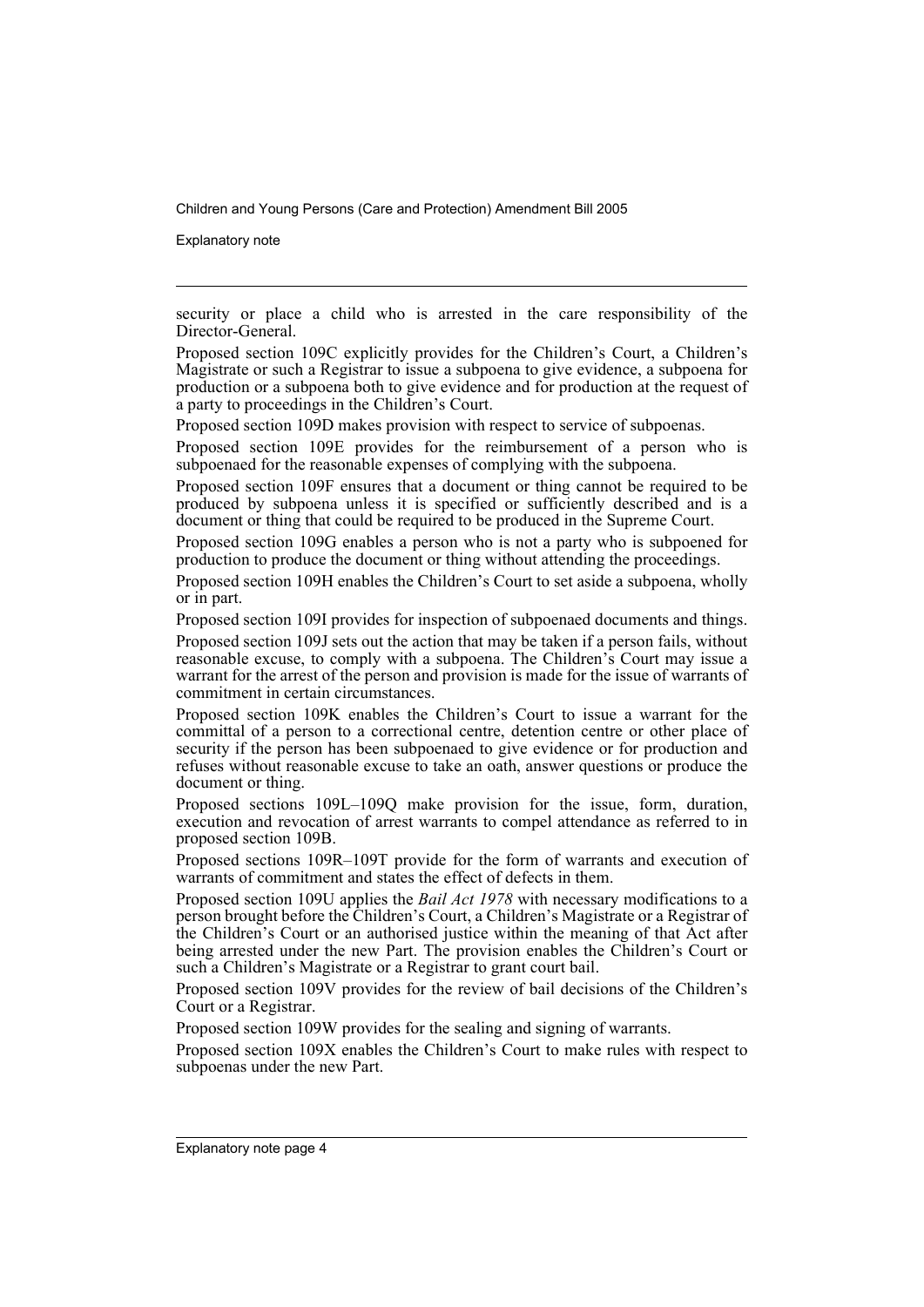security or place a child who is arrested in the care responsibility of the Director-General.

Proposed section 109C explicitly provides for the Children's Court, a Children's Magistrate or such a Registrar to issue a subpoena to give evidence, a subpoena for production or a subpoena both to give evidence and for production at the request of a party to proceedings in the Children's Court.

Proposed section 109D makes provision with respect to service of subpoenas.

Proposed section 109E provides for the reimbursement of a person who is subpoenaed for the reasonable expenses of complying with the subpoena.

Proposed section 109F ensures that a document or thing cannot be required to be produced by subpoena unless it is specified or sufficiently described and is a document or thing that could be required to be produced in the Supreme Court.

Proposed section 109G enables a person who is not a party who is subpoened for production to produce the document or thing without attending the proceedings.

Proposed section 109H enables the Children's Court to set aside a subpoena, wholly or in part.

Proposed section 109I provides for inspection of subpoenaed documents and things.

Proposed section 109J sets out the action that may be taken if a person fails, without reasonable excuse, to comply with a subpoena. The Children's Court may issue a warrant for the arrest of the person and provision is made for the issue of warrants of commitment in certain circumstances.

Proposed section 109K enables the Children's Court to issue a warrant for the committal of a person to a correctional centre, detention centre or other place of security if the person has been subpoenaed to give evidence or for production and refuses without reasonable excuse to take an oath, answer questions or produce the document or thing.

Proposed sections 109L–109Q make provision for the issue, form, duration, execution and revocation of arrest warrants to compel attendance as referred to in proposed section 109B.

Proposed sections 109R–109T provide for the form of warrants and execution of warrants of commitment and states the effect of defects in them.

Proposed section 109U applies the *Bail Act 1978* with necessary modifications to a person brought before the Children's Court, a Children's Magistrate or a Registrar of the Children's Court or an authorised justice within the meaning of that Act after being arrested under the new Part. The provision enables the Children's Court or such a Children's Magistrate or a Registrar to grant court bail.

Proposed section 109V provides for the review of bail decisions of the Children's Court or a Registrar.

Proposed section 109W provides for the sealing and signing of warrants.

Proposed section 109X enables the Children's Court to make rules with respect to subpoenas under the new Part.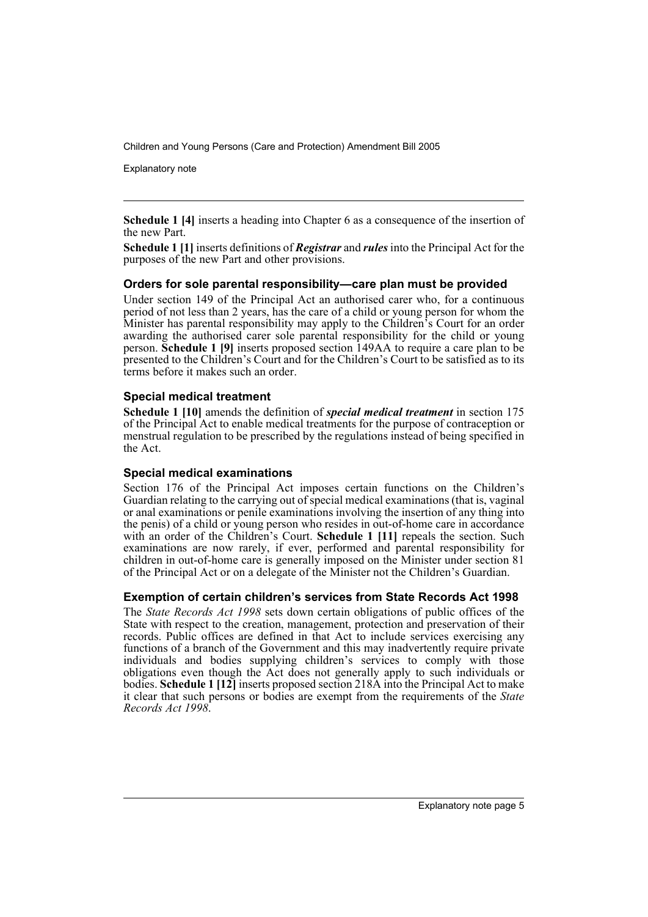**Schedule 1 [4]** inserts a heading into Chapter 6 as a consequence of the insertion of the new Part.

**Schedule 1 [1]** inserts definitions of ***Registrar*** and ***rules*** into the Principal Act for the purposes of the new Part and other provisions.

### Orders for sole parental responsibility—care plan must be provided

Under section 149 of the Principal Act an authorised carer who, for a continuous period of not less than 2 years, has the care of a child or young person for whom the Minister has parental responsibility may apply to the Children's Court for an order awarding the authorised carer sole parental responsibility for the child or young person. **Schedule 1 [9]** inserts proposed section 149AA to require a care plan to be presented to the Children's Court and for the Children's Court to be satisfied as to its terms before it makes such an order.

### Special medical treatment

**Schedule 1 [10]** amends the definition of ***special medical treatment*** in section 175 of the Principal Act to enable medical treatments for the purpose of contraception or menstrual regulation to be prescribed by the regulations instead of being specified in the Act.

### Special medical examinations

Section 176 of the Principal Act imposes certain functions on the Children's Guardian relating to the carrying out of special medical examinations (that is, vaginal or anal examinations or penile examinations involving the insertion of any thing into the penis) of a child or young person who resides in out-of-home care in accordance with an order of the Children's Court. **Schedule 1 [11]** repeals the section. Such examinations are now rarely, if ever, performed and parental responsibility for children in out-of-home care is generally imposed on the Minister under section 81 of the Principal Act or on a delegate of the Minister not the Children's Guardian.

### Exemption of certain children's services from State Records Act 1998

The *State Records Act 1998* sets down certain obligations of public offices of the State with respect to the creation, management, protection and preservation of their records. Public offices are defined in that Act to include services exercising any functions of a branch of the Government and this may inadvertently require private individuals and bodies supplying children's services to comply with those obligations even though the Act does not generally apply to such individuals or bodies. **Schedule 1 [12]** inserts proposed section 218A into the Principal Act to make it clear that such persons or bodies are exempt from the requirements of the *State Records Act 1998*.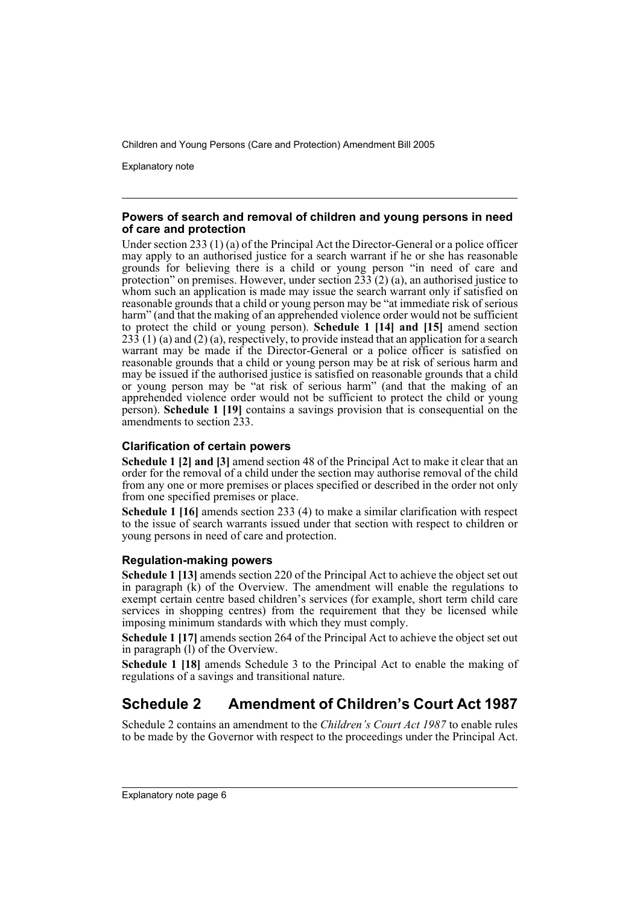### Powers of search and removal of children and young persons in need of care and protection

Under section 233 (1) (a) of the Principal Act the Director-General or a police officer may apply to an authorised justice for a search warrant if he or she has reasonable grounds for believing there is a child or young person "in need of care and protection" on premises. However, under section 233 (2) (a), an authorised justice to whom such an application is made may issue the search warrant only if satisfied on reasonable grounds that a child or young person may be "at immediate risk of serious harm" (and that the making of an apprehended violence order would not be sufficient to protect the child or young person). **Schedule 1 [14] and [15]** amend section 233 (1) (a) and (2) (a), respectively, to provide instead that an application for a search warrant may be made if the Director-General or a police officer is satisfied on reasonable grounds that a child or young person may be at risk of serious harm and may be issued if the authorised justice is satisfied on reasonable grounds that a child or young person may be "at risk of serious harm" (and that the making of an apprehended violence order would not be sufficient to protect the child or young person). **Schedule 1 [19]** contains a savings provision that is consequential on the amendments to section 233.

### Clarification of certain powers

**Schedule 1 [2] and [3]** amend section 48 of the Principal Act to make it clear that an order for the removal of a child under the section may authorise removal of the child from any one or more premises or places specified or described in the order not only from one specified premises or place.

**Schedule 1 [16]** amends section 233 (4) to make a similar clarification with respect to the issue of search warrants issued under that section with respect to children or young persons in need of care and protection.

### Regulation-making powers

**Schedule 1 [13]** amends section 220 of the Principal Act to achieve the object set out in paragraph (k) of the Overview. The amendment will enable the regulations to exempt certain centre based children's services (for example, short term child care services in shopping centres) from the requirement that they be licensed while imposing minimum standards with which they must comply.

**Schedule 1 [17]** amends section 264 of the Principal Act to achieve the object set out in paragraph (l) of the Overview.

**Schedule 1 [18]** amends Schedule 3 to the Principal Act to enable the making of regulations of a savings and transitional nature.

## Schedule 2 Amendment of Children's Court Act 1987

Schedule 2 contains an amendment to the *Children's Court Act 1987* to enable rules to be made by the Governor with respect to the proceedings under the Principal Act.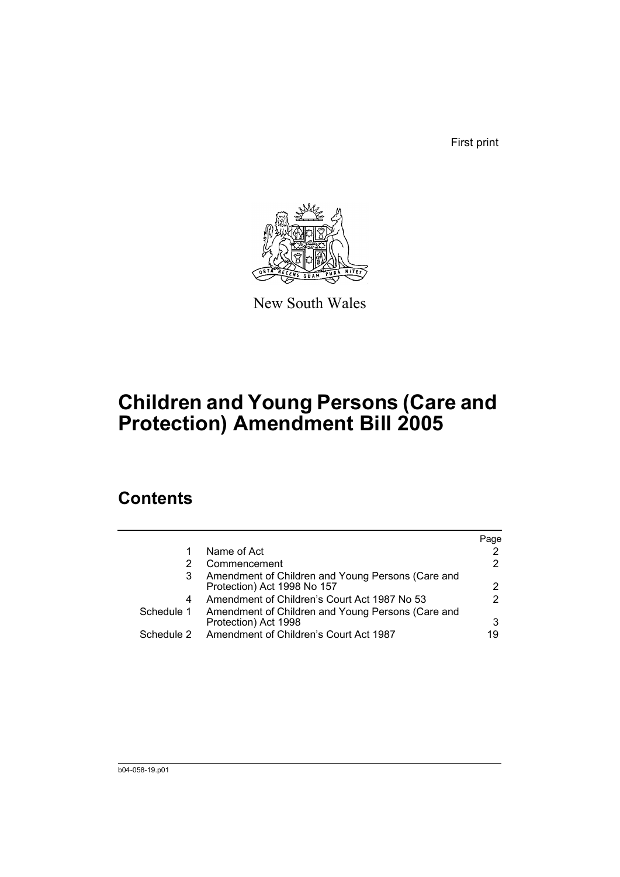First print

New South Wales

# Children and Young Persons (Care and Protection) Amendment Bill 2005

## Contents

| | | Page |
|---|---|---|
| 1 | Name of Act | 2 |
| 2 | Commencement | 2 |
| 3 | Amendment of Children and Young Persons (Care and Protection) Act 1998 No 157 | 2 |
| 4 | Amendment of Children's Court Act 1987 No 53 | 2 |
| Schedule 1 | Amendment of Children and Young Persons (Care and Protection) Act 1998 | 3 |
| Schedule 2 | Amendment of Children's Court Act 1987 | 19 |

b04-058-19.p01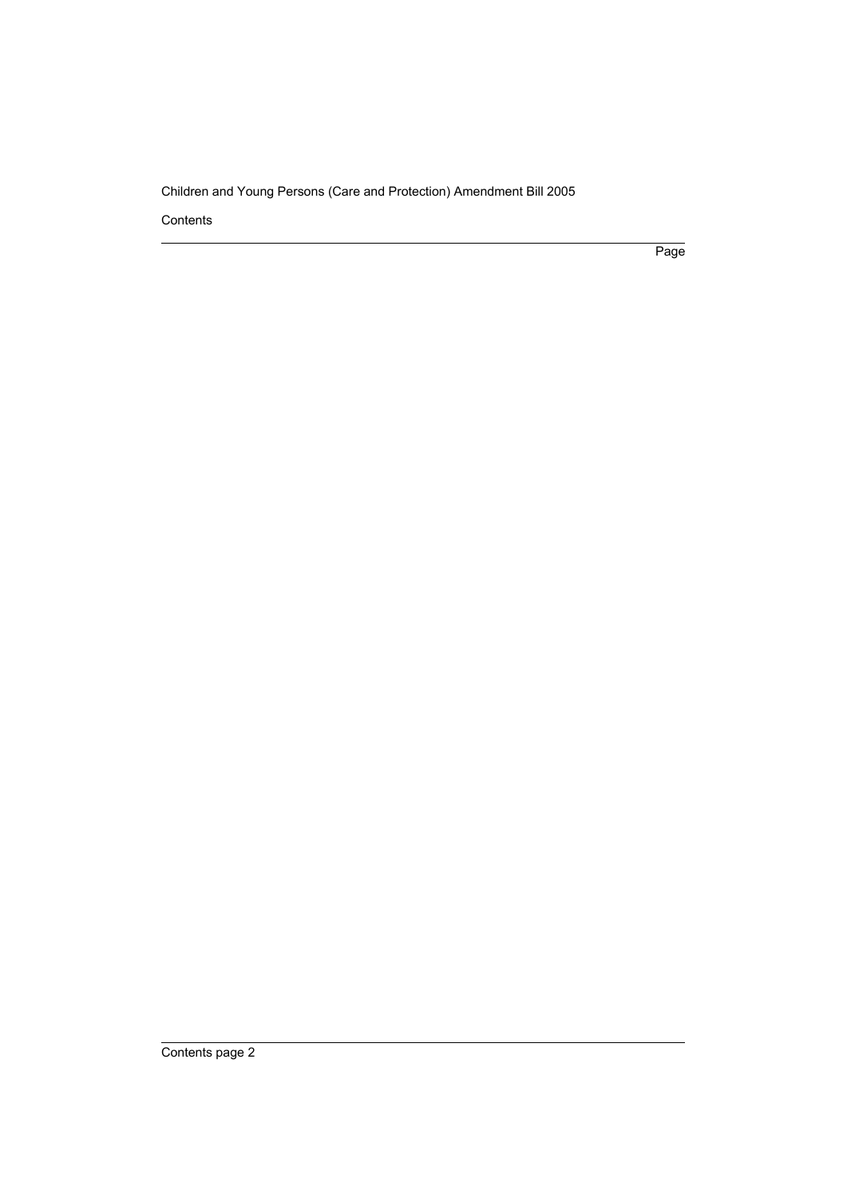Contents

Page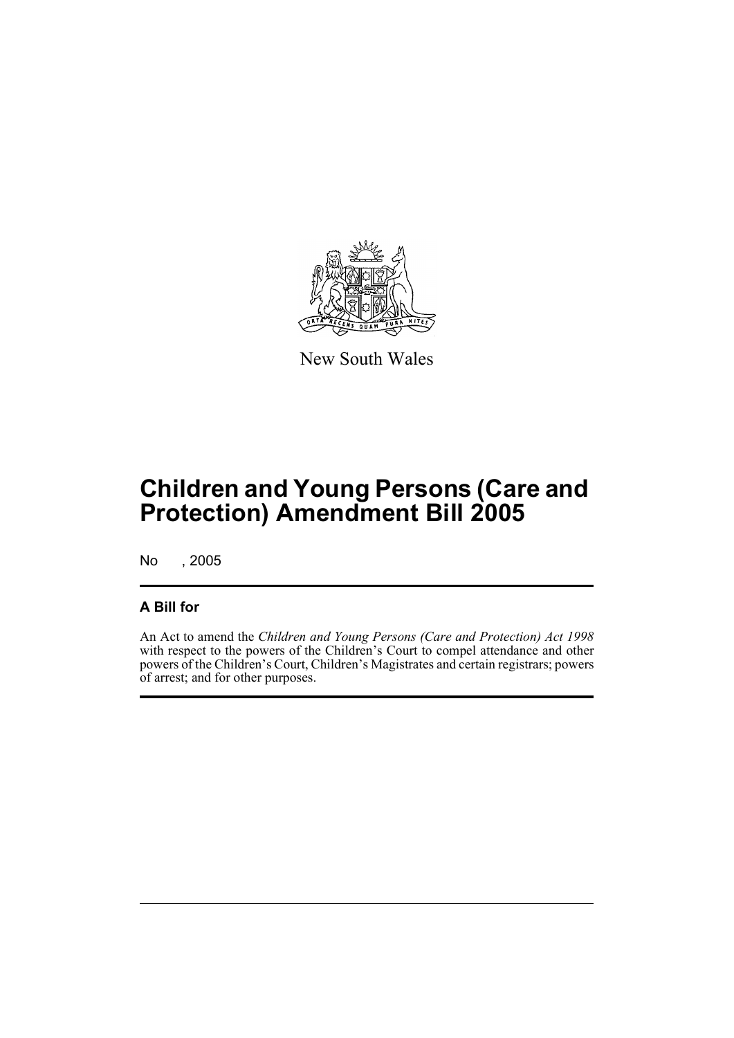New South Wales

# Children and Young Persons (Care and Protection) Amendment Bill 2005

No , 2005

## A Bill for

An Act to amend the *Children and Young Persons (Care and Protection) Act 1998* with respect to the powers of the Children's Court to compel attendance and other powers of the Children's Court, Children's Magistrates and certain registrars; powers of arrest; and for other purposes.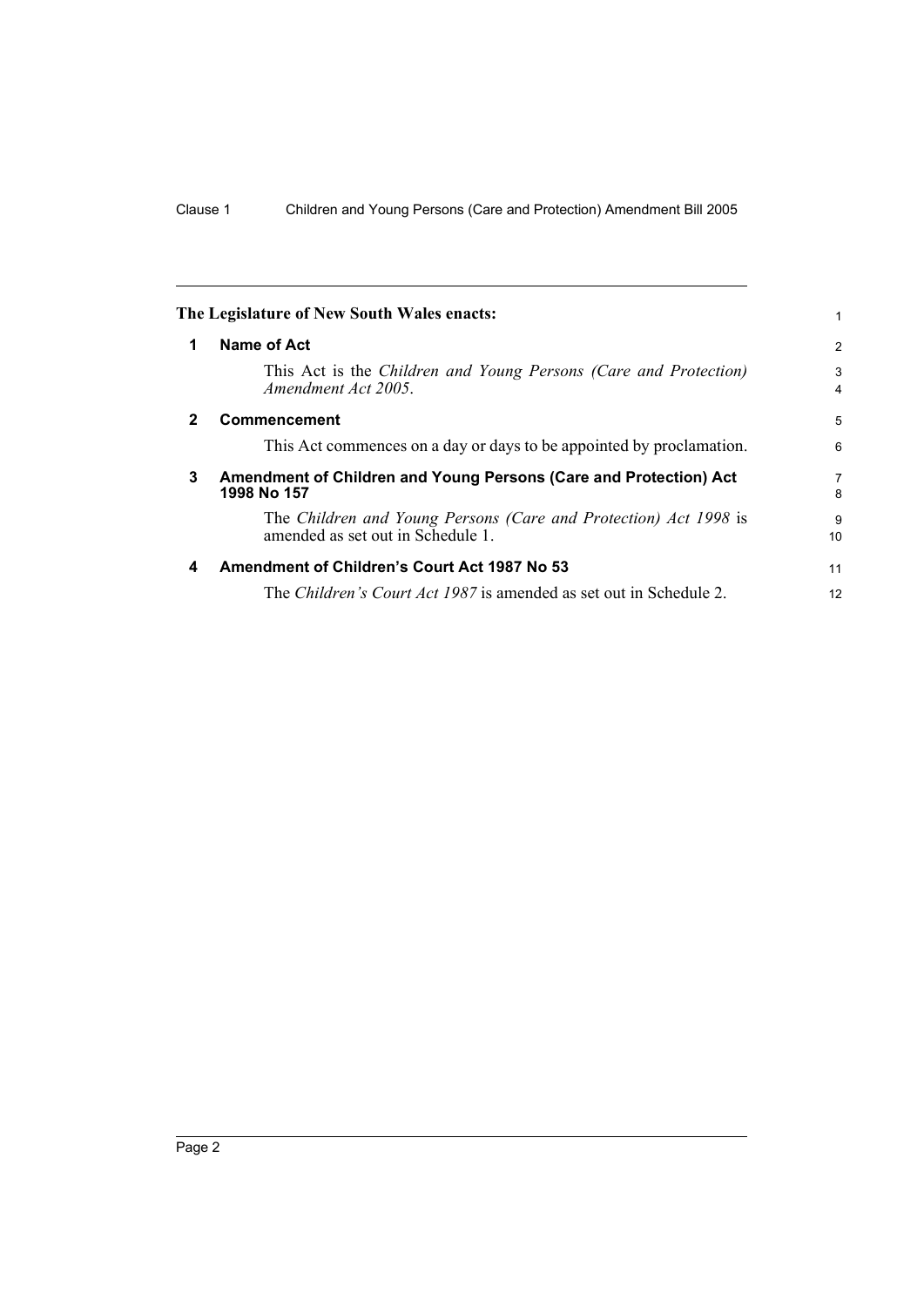**The Legislature of New South Wales enacts:**

## 1 Name of Act

This Act is the *Children and Young Persons (Care and Protection) Amendment Act 2005*.

## 2 Commencement

This Act commences on a day or days to be appointed by proclamation.

## 3 Amendment of Children and Young Persons (Care and Protection) Act 1998 No 157

The *Children and Young Persons (Care and Protection) Act 1998* is amended as set out in Schedule 1.

## 4 Amendment of Children's Court Act 1987 No 53

The *Children's Court Act 1987* is amended as set out in Schedule 2.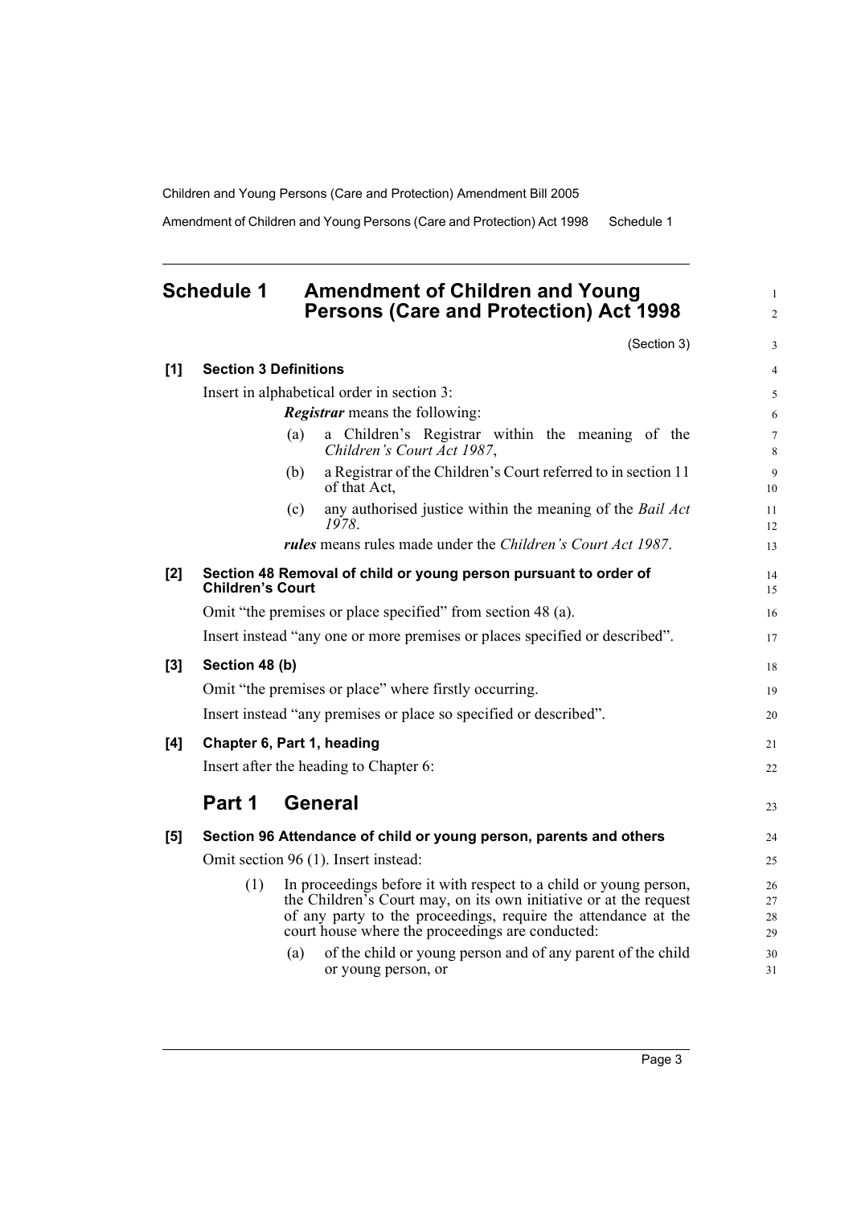## Schedule 1 Amendment of Children and Young Persons (Care and Protection) Act 1998

(Section 3)

**[1] Section 3 Definitions**

Insert in alphabetical order in section 3:

> ***Registrar*** means the following:
>
> (a) a Children's Registrar within the meaning of the *Children's Court Act 1987*,
>
> (b) a Registrar of the Children's Court referred to in section 11 of that Act,
>
> (c) any authorised justice within the meaning of the *Bail Act 1978*.
>
> ***rules*** means rules made under the *Children's Court Act 1987*.

**[2] Section 48 Removal of child or young person pursuant to order of Children's Court**

Omit "the premises or place specified" from section 48 (a).

Insert instead "any one or more premises or places specified or described".

**[3] Section 48 (b)**

Omit "the premises or place" where firstly occurring.

Insert instead "any premises or place so specified or described".

**[4] Chapter 6, Part 1, heading**

Insert after the heading to Chapter 6:

## Part 1 General

**[5] Section 96 Attendance of child or young person, parents and others**

Omit section 96 (1). Insert instead:

> (1) In proceedings before it with respect to a child or young person, the Children's Court may, on its own initiative or at the request of any party to the proceedings, require the attendance at the court house where the proceedings are conducted:
>
> (a) of the child or young person and of any parent of the child or young person, or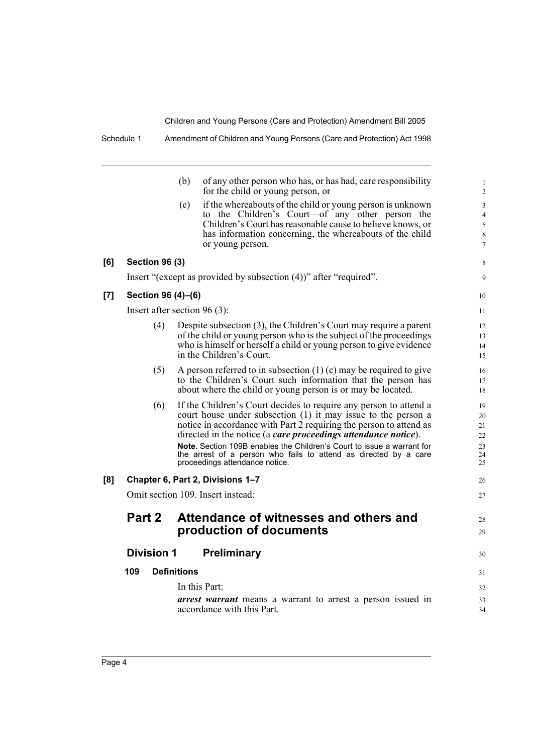(b) of any other person who has, or has had, care responsibility for the child or young person, or

(c) if the whereabouts of the child or young person is unknown to the Children's Court—of any other person the Children's Court has reasonable cause to believe knows, or has information concerning, the whereabouts of the child or young person.

**[6] Section 96 (3)**

Insert "(except as provided by subsection (4))" after "required".

**[7] Section 96 (4)–(6)**

Insert after section 96 (3):

(4) Despite subsection (3), the Children's Court may require a parent of the child or young person who is the subject of the proceedings who is himself or herself a child or young person to give evidence in the Children's Court.

(5) A person referred to in subsection (1) (c) may be required to give to the Children's Court such information that the person has about where the child or young person is or may be located.

(6) If the Children's Court decides to require any person to attend a court house under subsection (1) it may issue to the person a notice in accordance with Part 2 requiring the person to attend as directed in the notice (a ***care proceedings attendance notice***).

**Note.** Section 109B enables the Children's Court to issue a warrant for the arrest of a person who fails to attend as directed by a care proceedings attendance notice.

**[8] Chapter 6, Part 2, Divisions 1–7**

Omit section 109. Insert instead:

## Part 2 Attendance of witnesses and others and production of documents

### Division 1 Preliminary

**109 Definitions**

In this Part:

***arrest warrant*** means a warrant to arrest a person issued in accordance with this Part.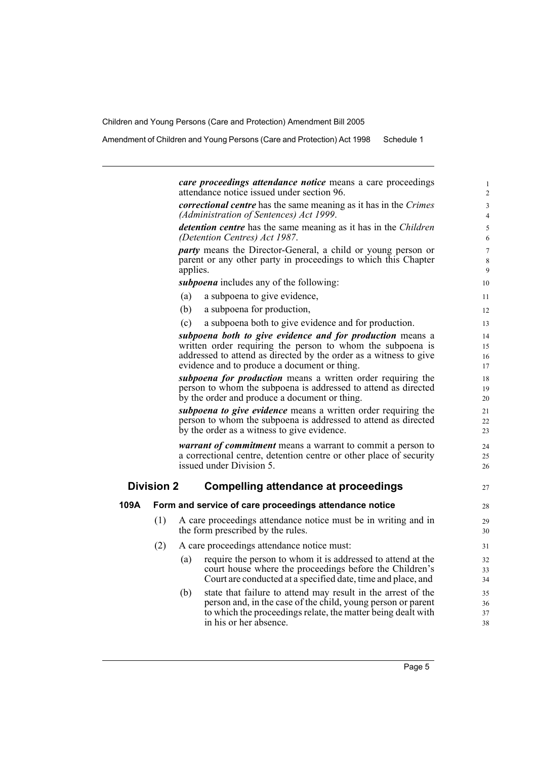***care proceedings attendance notice*** means a care proceedings attendance notice issued under section 96.

***correctional centre*** has the same meaning as it has in the *Crimes (Administration of Sentences) Act 1999*.

***detention centre*** has the same meaning as it has in the *Children (Detention Centres) Act 1987*.

***party*** means the Director-General, a child or young person or parent or any other party in proceedings to which this Chapter applies.

***subpoena*** includes any of the following:

(a) a subpoena to give evidence,

(b) a subpoena for production,

(c) a subpoena both to give evidence and for production.

***subpoena both to give evidence and for production*** means a written order requiring the person to whom the subpoena is addressed to attend as directed by the order as a witness to give evidence and to produce a document or thing.

***subpoena for production*** means a written order requiring the person to whom the subpoena is addressed to attend as directed by the order and produce a document or thing.

***subpoena to give evidence*** means a written order requiring the person to whom the subpoena is addressed to attend as directed by the order as a witness to give evidence.

***warrant of commitment*** means a warrant to commit a person to a correctional centre, detention centre or other place of security issued under Division 5.

## Division 2 Compelling attendance at proceedings

### 109A Form and service of care proceedings attendance notice

(1) A care proceedings attendance notice must be in writing and in the form prescribed by the rules.

(2) A care proceedings attendance notice must:

(a) require the person to whom it is addressed to attend at the court house where the proceedings before the Children's Court are conducted at a specified date, time and place, and

(b) state that failure to attend may result in the arrest of the person and, in the case of the child, young person or parent to which the proceedings relate, the matter being dealt with in his or her absence.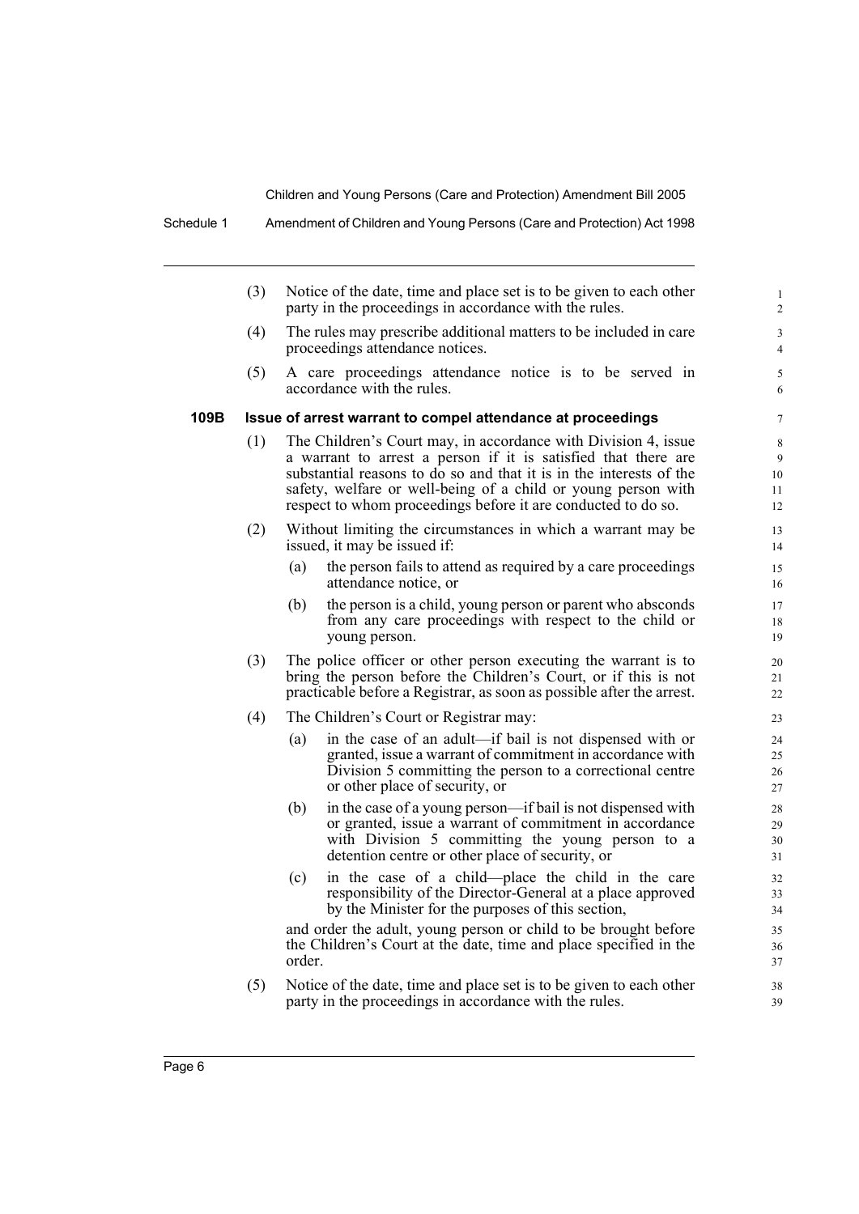(3) Notice of the date, time and place set is to be given to each other party in the proceedings in accordance with the rules.

(4) The rules may prescribe additional matters to be included in care proceedings attendance notices.

(5) A care proceedings attendance notice is to be served in accordance with the rules.

**109B Issue of arrest warrant to compel attendance at proceedings**

(1) The Children's Court may, in accordance with Division 4, issue a warrant to arrest a person if it is satisfied that there are substantial reasons to do so and that it is in the interests of the safety, welfare or well-being of a child or young person with respect to whom proceedings before it are conducted to do so.

(2) Without limiting the circumstances in which a warrant may be issued, it may be issued if:

- (a) the person fails to attend as required by a care proceedings attendance notice, or
- (b) the person is a child, young person or parent who absconds from any care proceedings with respect to the child or young person.

(3) The police officer or other person executing the warrant is to bring the person before the Children's Court, or if this is not practicable before a Registrar, as soon as possible after the arrest.

(4) The Children's Court or Registrar may:

- (a) in the case of an adult—if bail is not dispensed with or granted, issue a warrant of commitment in accordance with Division 5 committing the person to a correctional centre or other place of security, or
- (b) in the case of a young person—if bail is not dispensed with or granted, issue a warrant of commitment in accordance with Division 5 committing the young person to a detention centre or other place of security, or
- (c) in the case of a child—place the child in the care responsibility of the Director-General at a place approved by the Minister for the purposes of this section,

and order the adult, young person or child to be brought before the Children's Court at the date, time and place specified in the order.

(5) Notice of the date, time and place set is to be given to each other party in the proceedings in accordance with the rules.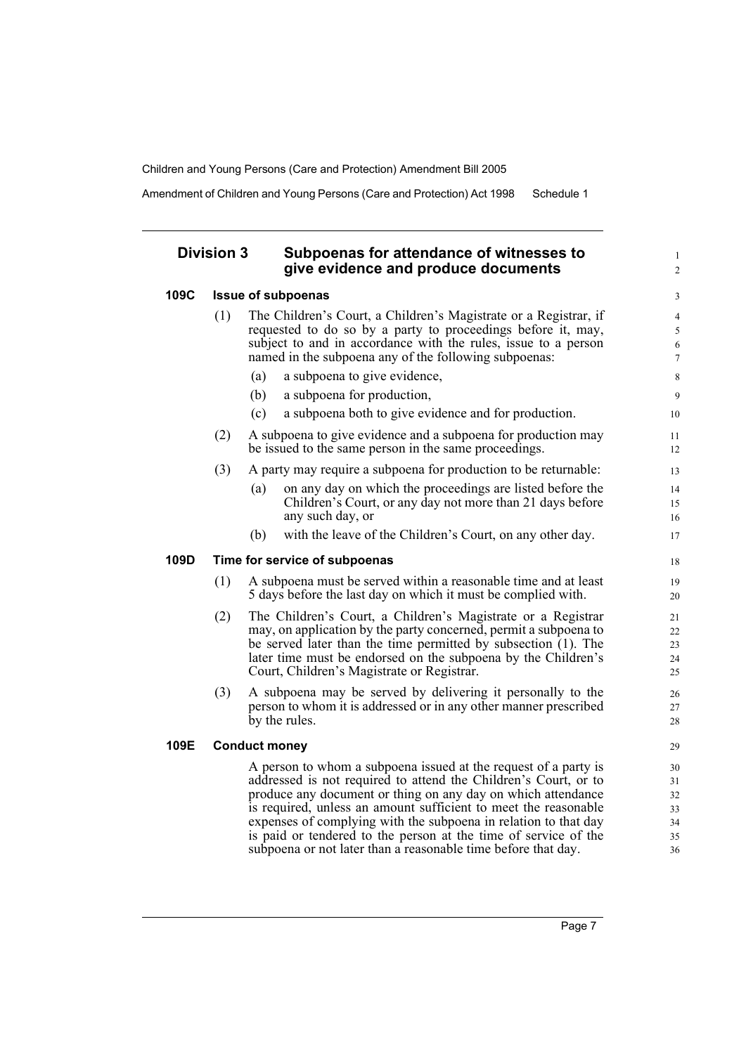## Division 3 Subpoenas for attendance of witnesses to give evidence and produce documents

### 109C Issue of subpoenas

(1) The Children's Court, a Children's Magistrate or a Registrar, if requested to do so by a party to proceedings before it, may, subject to and in accordance with the rules, issue to a person named in the subpoena any of the following subpoenas:

(a) a subpoena to give evidence,

(b) a subpoena for production,

(c) a subpoena both to give evidence and for production.

(2) A subpoena to give evidence and a subpoena for production may be issued to the same person in the same proceedings.

(3) A party may require a subpoena for production to be returnable:

(a) on any day on which the proceedings are listed before the Children's Court, or any day not more than 21 days before any such day, or

(b) with the leave of the Children's Court, on any other day.

### 109D Time for service of subpoenas

(1) A subpoena must be served within a reasonable time and at least 5 days before the last day on which it must be complied with.

(2) The Children's Court, a Children's Magistrate or a Registrar may, on application by the party concerned, permit a subpoena to be served later than the time permitted by subsection (1). The later time must be endorsed on the subpoena by the Children's Court, Children's Magistrate or Registrar.

(3) A subpoena may be served by delivering it personally to the person to whom it is addressed or in any other manner prescribed by the rules.

### 109E Conduct money

A person to whom a subpoena issued at the request of a party is addressed is not required to attend the Children's Court, or to produce any document or thing on any day on which attendance is required, unless an amount sufficient to meet the reasonable expenses of complying with the subpoena in relation to that day is paid or tendered to the person at the time of service of the subpoena or not later than a reasonable time before that day.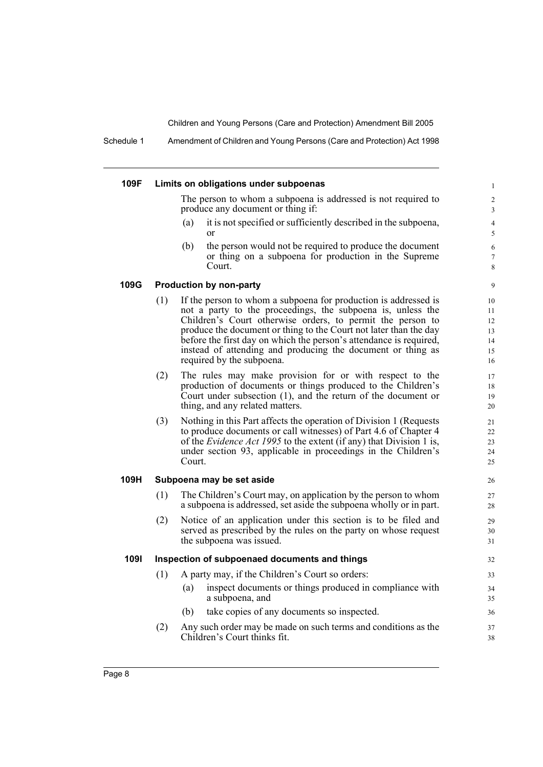#### 109F Limits on obligations under subpoenas

The person to whom a subpoena is addressed is not required to produce any document or thing if:

(a) it is not specified or sufficiently described in the subpoena, or

(b) the person would not be required to produce the document or thing on a subpoena for production in the Supreme Court.

#### 109G Production by non-party

(1) If the person to whom a subpoena for production is addressed is not a party to the proceedings, the subpoena is, unless the Children's Court otherwise orders, to permit the person to produce the document or thing to the Court not later than the day before the first day on which the person's attendance is required, instead of attending and producing the document or thing as required by the subpoena.

(2) The rules may make provision for or with respect to the production of documents or things produced to the Children's Court under subsection (1), and the return of the document or thing, and any related matters.

(3) Nothing in this Part affects the operation of Division 1 (Requests to produce documents or call witnesses) of Part 4.6 of Chapter 4 of the *Evidence Act 1995* to the extent (if any) that Division 1 is, under section 93, applicable in proceedings in the Children's Court.

#### 109H Subpoena may be set aside

(1) The Children's Court may, on application by the person to whom a subpoena is addressed, set aside the subpoena wholly or in part.

(2) Notice of an application under this section is to be filed and served as prescribed by the rules on the party on whose request the subpoena was issued.

#### 109I Inspection of subpoenaed documents and things

(1) A party may, if the Children's Court so orders:

(a) inspect documents or things produced in compliance with a subpoena, and

(b) take copies of any documents so inspected.

(2) Any such order may be made on such terms and conditions as the Children's Court thinks fit.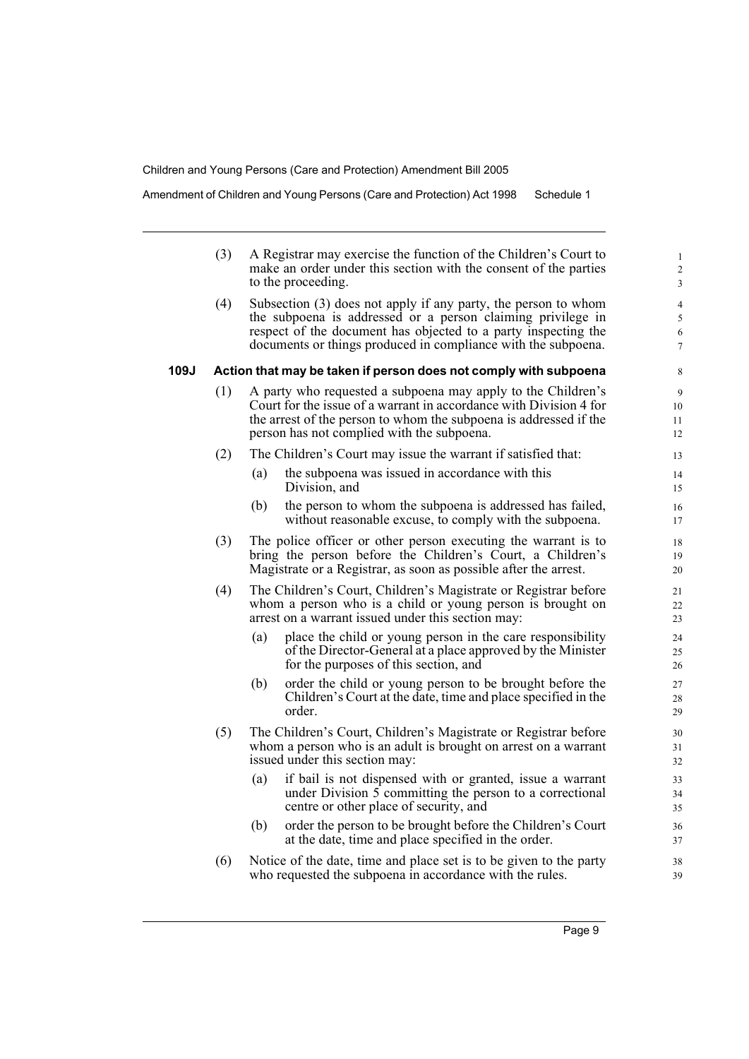(3) A Registrar may exercise the function of the Children's Court to make an order under this section with the consent of the parties to the proceeding.

(4) Subsection (3) does not apply if any party, the person to whom the subpoena is addressed or a person claiming privilege in respect of the document has objected to a party inspecting the documents or things produced in compliance with the subpoena.

### 109J Action that may be taken if person does not comply with subpoena

(1) A party who requested a subpoena may apply to the Children's Court for the issue of a warrant in accordance with Division 4 for the arrest of the person to whom the subpoena is addressed if the person has not complied with the subpoena.

(2) The Children's Court may issue the warrant if satisfied that:

- (a) the subpoena was issued in accordance with this Division, and
- (b) the person to whom the subpoena is addressed has failed, without reasonable excuse, to comply with the subpoena.

(3) The police officer or other person executing the warrant is to bring the person before the Children's Court, a Children's Magistrate or a Registrar, as soon as possible after the arrest.

(4) The Children's Court, Children's Magistrate or Registrar before whom a person who is a child or young person is brought on arrest on a warrant issued under this section may:

- (a) place the child or young person in the care responsibility of the Director-General at a place approved by the Minister for the purposes of this section, and
- (b) order the child or young person to be brought before the Children's Court at the date, time and place specified in the order.

(5) The Children's Court, Children's Magistrate or Registrar before whom a person who is an adult is brought on arrest on a warrant issued under this section may:

- (a) if bail is not dispensed with or granted, issue a warrant under Division 5 committing the person to a correctional centre or other place of security, and
- (b) order the person to be brought before the Children's Court at the date, time and place specified in the order.

(6) Notice of the date, time and place set is to be given to the party who requested the subpoena in accordance with the rules.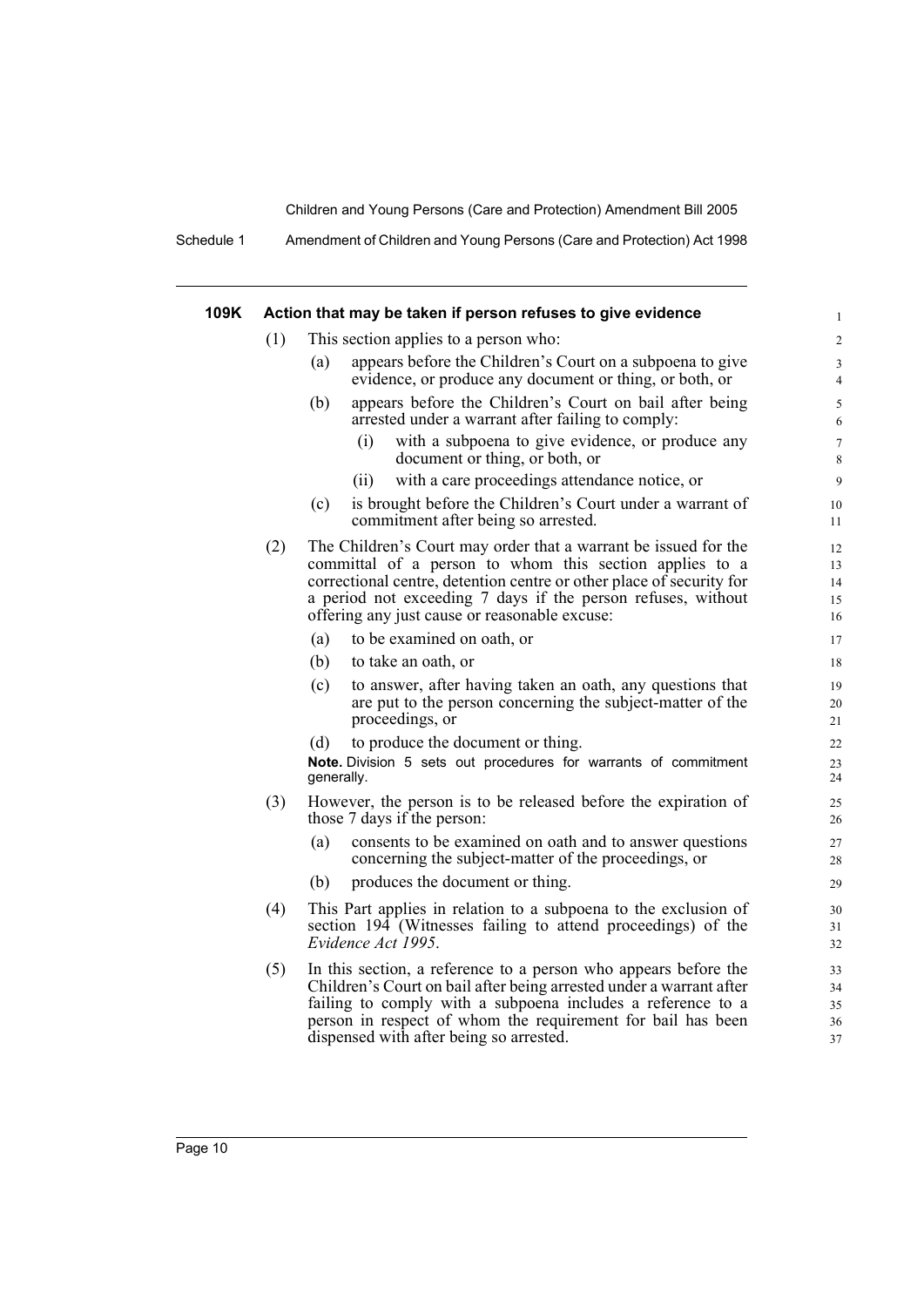### 109K Action that may be taken if person refuses to give evidence

(1) This section applies to a person who:

- (a) appears before the Children's Court on a subpoena to give evidence, or produce any document or thing, or both, or
- (b) appears before the Children's Court on bail after being arrested under a warrant after failing to comply:
  - (i) with a subpoena to give evidence, or produce any document or thing, or both, or
  - (ii) with a care proceedings attendance notice, or
- (c) is brought before the Children's Court under a warrant of commitment after being so arrested.

(2) The Children's Court may order that a warrant be issued for the committal of a person to whom this section applies to a correctional centre, detention centre or other place of security for a period not exceeding 7 days if the person refuses, without offering any just cause or reasonable excuse:

- (a) to be examined on oath, or
- (b) to take an oath, or
- (c) to answer, after having taken an oath, any questions that are put to the person concerning the subject-matter of the proceedings, or
- (d) to produce the document or thing.

**Note.** Division 5 sets out procedures for warrants of commitment generally.

(3) However, the person is to be released before the expiration of those 7 days if the person:

- (a) consents to be examined on oath and to answer questions concerning the subject-matter of the proceedings, or
- (b) produces the document or thing.

(4) This Part applies in relation to a subpoena to the exclusion of section 194 (Witnesses failing to attend proceedings) of the *Evidence Act 1995*.

(5) In this section, a reference to a person who appears before the Children's Court on bail after being arrested under a warrant after failing to comply with a subpoena includes a reference to a person in respect of whom the requirement for bail has been dispensed with after being so arrested.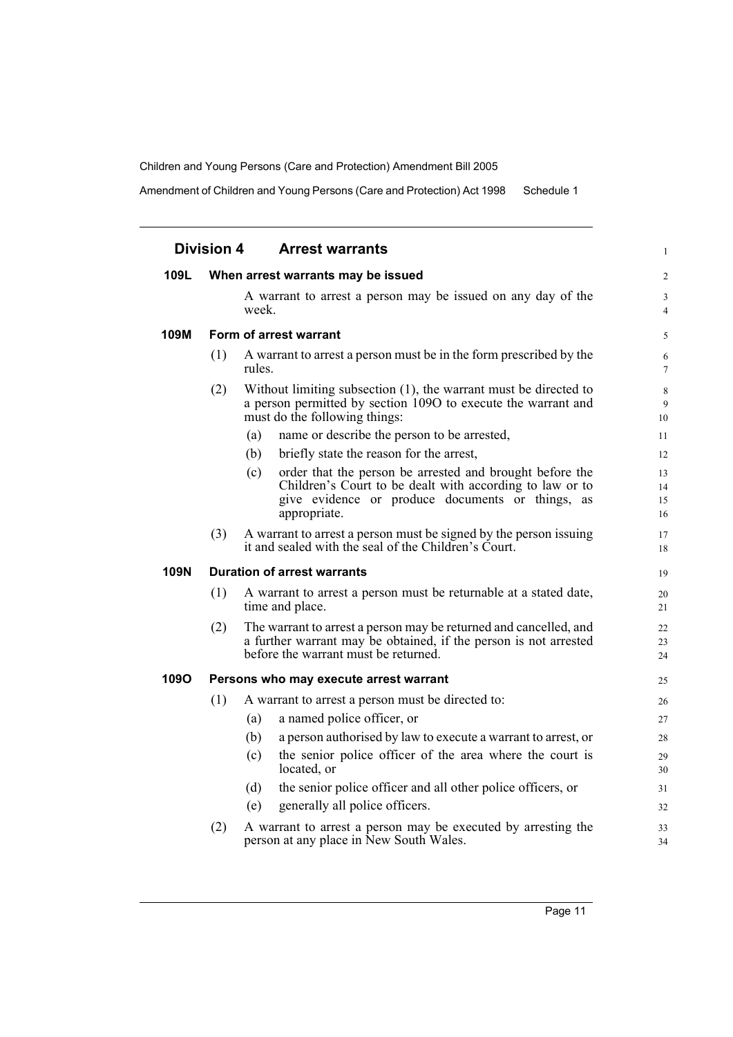## Division 4 Arrest warrants

### 109L When arrest warrants may be issued

A warrant to arrest a person may be issued on any day of the week.

### 109M Form of arrest warrant

(1) A warrant to arrest a person must be in the form prescribed by the rules.

(2) Without limiting subsection (1), the warrant must be directed to a person permitted by section 109O to execute the warrant and must do the following things:

- (a) name or describe the person to be arrested,
- (b) briefly state the reason for the arrest,
- (c) order that the person be arrested and brought before the Children's Court to be dealt with according to law or to give evidence or produce documents or things, as appropriate.

(3) A warrant to arrest a person must be signed by the person issuing it and sealed with the seal of the Children's Court.

### 109N Duration of arrest warrants

(1) A warrant to arrest a person must be returnable at a stated date, time and place.

(2) The warrant to arrest a person may be returned and cancelled, and a further warrant may be obtained, if the person is not arrested before the warrant must be returned.

### 109O Persons who may execute arrest warrant

(1) A warrant to arrest a person must be directed to:

- (a) a named police officer, or
- (b) a person authorised by law to execute a warrant to arrest, or
- (c) the senior police officer of the area where the court is located, or
- (d) the senior police officer and all other police officers, or
- (e) generally all police officers.

(2) A warrant to arrest a person may be executed by arresting the person at any place in New South Wales.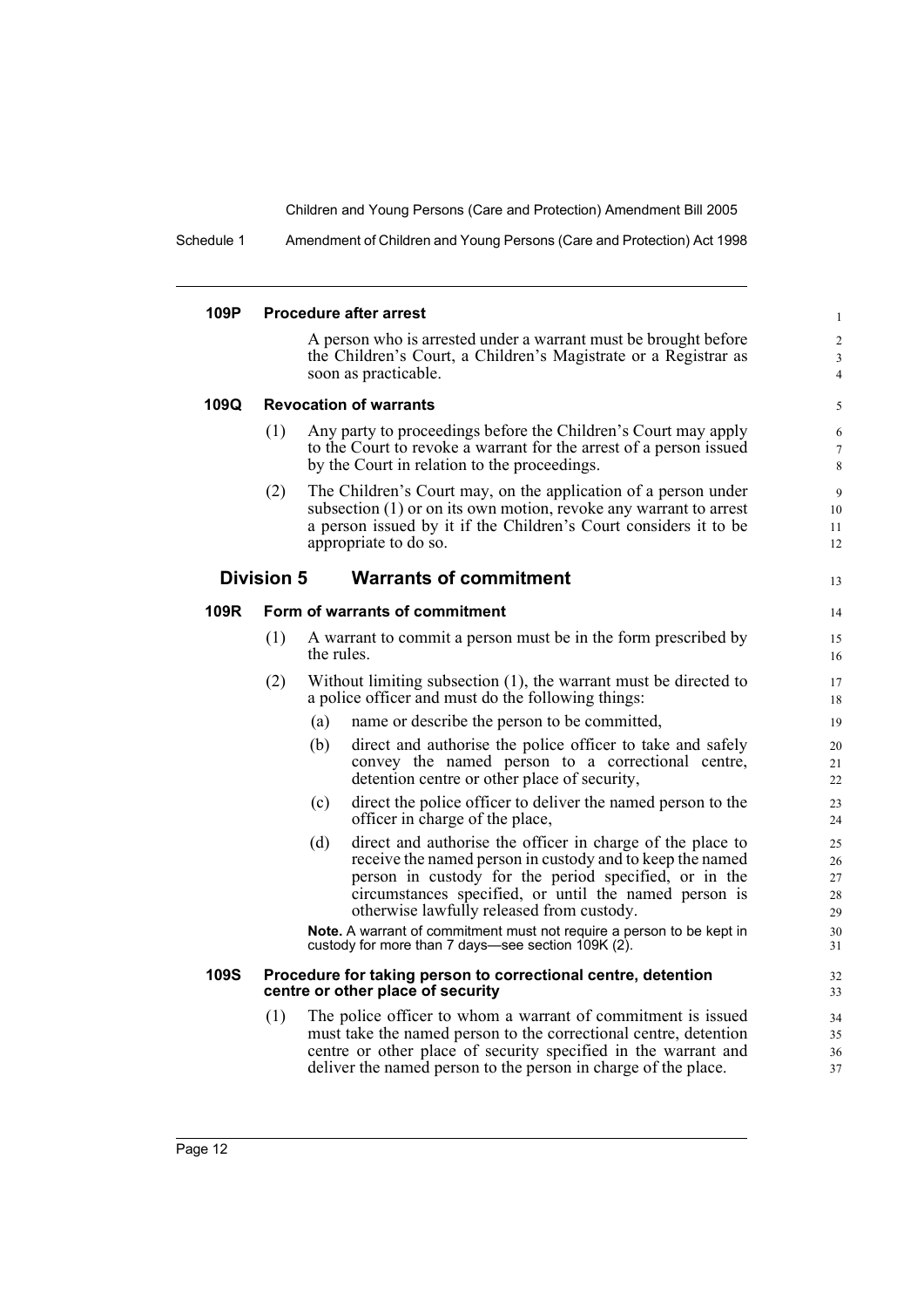#### 109P Procedure after arrest

A person who is arrested under a warrant must be brought before the Children's Court, a Children's Magistrate or a Registrar as soon as practicable.

#### 109Q Revocation of warrants

(1) Any party to proceedings before the Children's Court may apply to the Court to revoke a warrant for the arrest of a person issued by the Court in relation to the proceedings.

(2) The Children's Court may, on the application of a person under subsection (1) or on its own motion, revoke any warrant to arrest a person issued by it if the Children's Court considers it to be appropriate to do so.

### Division 5 Warrants of commitment

#### 109R Form of warrants of commitment

(1) A warrant to commit a person must be in the form prescribed by the rules.

(2) Without limiting subsection (1), the warrant must be directed to a police officer and must do the following things:

- (a) name or describe the person to be committed,
- (b) direct and authorise the police officer to take and safely convey the named person to a correctional centre, detention centre or other place of security,
- (c) direct the police officer to deliver the named person to the officer in charge of the place,
- (d) direct and authorise the officer in charge of the place to receive the named person in custody and to keep the named person in custody for the period specified, or in the circumstances specified, or until the named person is otherwise lawfully released from custody.

**Note.** A warrant of commitment must not require a person to be kept in custody for more than 7 days—see section 109K (2).

#### 109S Procedure for taking person to correctional centre, detention centre or other place of security

(1) The police officer to whom a warrant of commitment is issued must take the named person to the correctional centre, detention centre or other place of security specified in the warrant and deliver the named person to the person in charge of the place.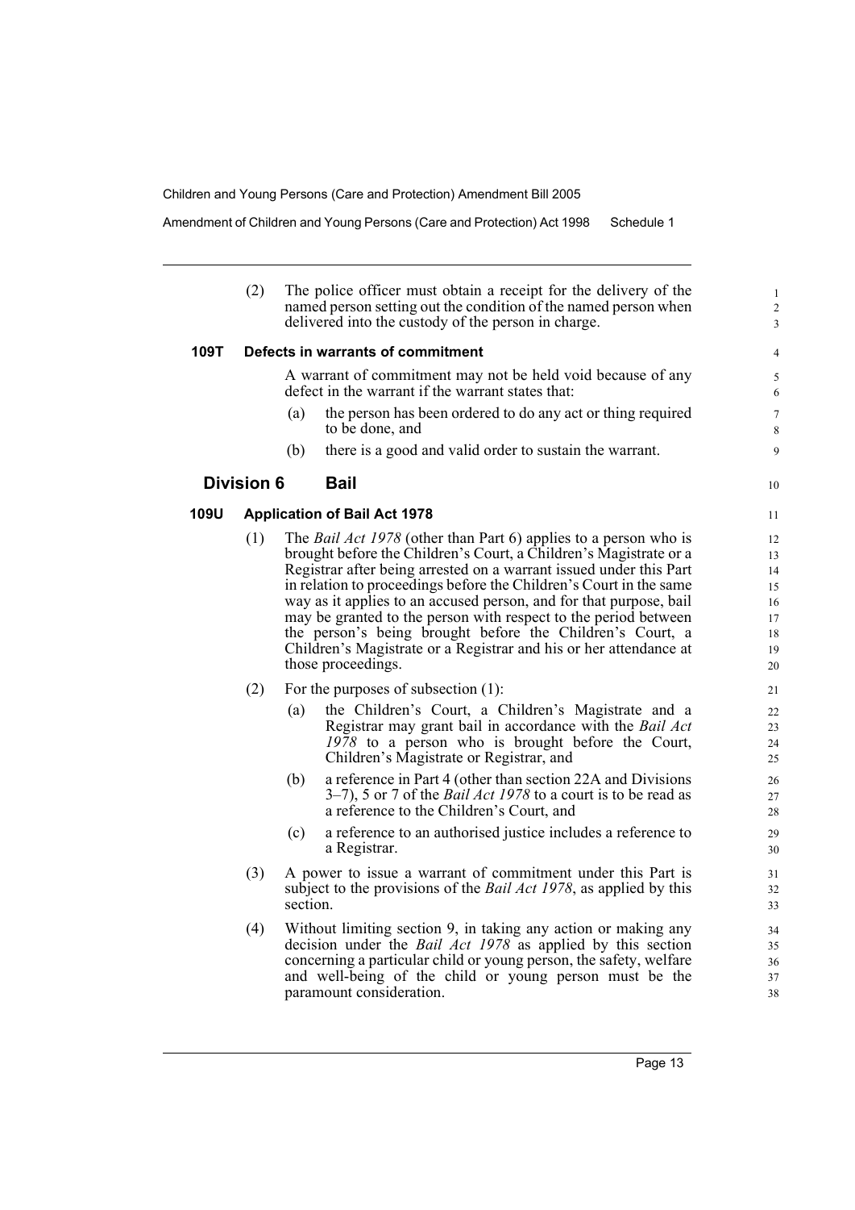(2) The police officer must obtain a receipt for the delivery of the named person setting out the condition of the named person when delivered into the custody of the person in charge.

**109T Defects in warrants of commitment**

A warrant of commitment may not be held void because of any defect in the warrant if the warrant states that:

(a) the person has been ordered to do any act or thing required to be done, and

(b) there is a good and valid order to sustain the warrant.

## Division 6 Bail

**109U Application of Bail Act 1978**

(1) The *Bail Act 1978* (other than Part 6) applies to a person who is brought before the Children's Court, a Children's Magistrate or a Registrar after being arrested on a warrant issued under this Part in relation to proceedings before the Children's Court in the same way as it applies to an accused person, and for that purpose, bail may be granted to the person with respect to the period between the person's being brought before the Children's Court, a Children's Magistrate or a Registrar and his or her attendance at those proceedings.

(2) For the purposes of subsection (1):

(a) the Children's Court, a Children's Magistrate and a Registrar may grant bail in accordance with the *Bail Act 1978* to a person who is brought before the Court, Children's Magistrate or Registrar, and

(b) a reference in Part 4 (other than section 22A and Divisions 3–7), 5 or 7 of the *Bail Act 1978* to a court is to be read as a reference to the Children's Court, and

(c) a reference to an authorised justice includes a reference to a Registrar.

(3) A power to issue a warrant of commitment under this Part is subject to the provisions of the *Bail Act 1978*, as applied by this section.

(4) Without limiting section 9, in taking any action or making any decision under the *Bail Act 1978* as applied by this section concerning a particular child or young person, the safety, welfare and well-being of the child or young person must be the paramount consideration.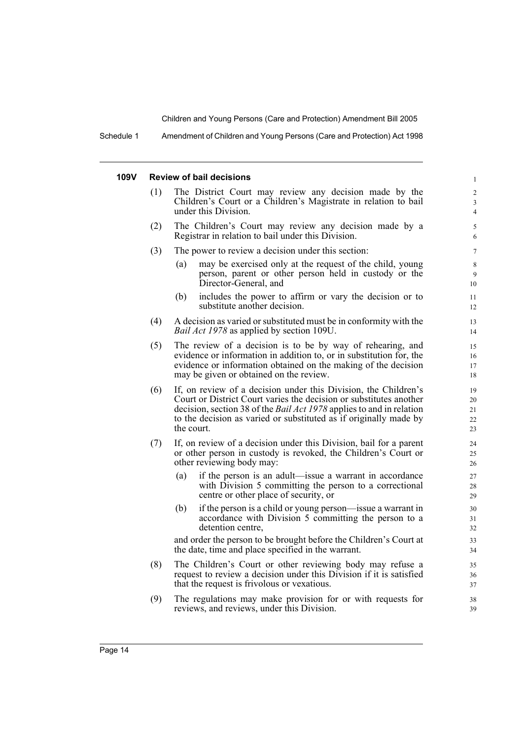### 109V Review of bail decisions

(1) The District Court may review any decision made by the Children's Court or a Children's Magistrate in relation to bail under this Division.

(2) The Children's Court may review any decision made by a Registrar in relation to bail under this Division.

(3) The power to review a decision under this section:

(a) may be exercised only at the request of the child, young person, parent or other person held in custody or the Director-General, and

(b) includes the power to affirm or vary the decision or to substitute another decision.

(4) A decision as varied or substituted must be in conformity with the *Bail Act 1978* as applied by section 109U.

(5) The review of a decision is to be by way of rehearing, and evidence or information in addition to, or in substitution for, the evidence or information obtained on the making of the decision may be given or obtained on the review.

(6) If, on review of a decision under this Division, the Children's Court or District Court varies the decision or substitutes another decision, section 38 of the *Bail Act 1978* applies to and in relation to the decision as varied or substituted as if originally made by the court.

(7) If, on review of a decision under this Division, bail for a parent or other person in custody is revoked, the Children's Court or other reviewing body may:

(a) if the person is an adult—issue a warrant in accordance with Division 5 committing the person to a correctional centre or other place of security, or

(b) if the person is a child or young person—issue a warrant in accordance with Division 5 committing the person to a detention centre,

and order the person to be brought before the Children's Court at the date, time and place specified in the warrant.

(8) The Children's Court or other reviewing body may refuse a request to review a decision under this Division if it is satisfied that the request is frivolous or vexatious.

(9) The regulations may make provision for or with requests for reviews, and reviews, under this Division.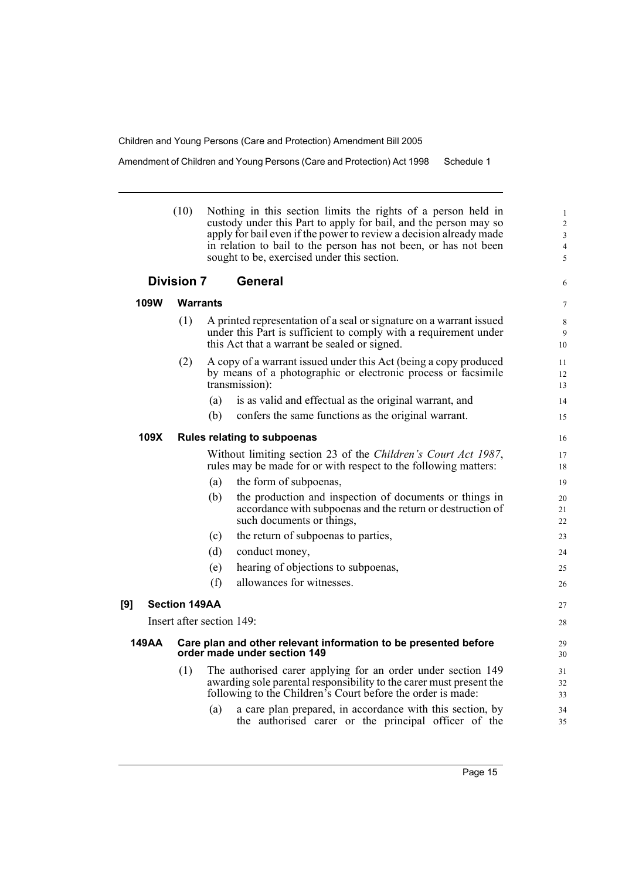(10) Nothing in this section limits the rights of a person held in custody under this Part to apply for bail, and the person may so apply for bail even if the power to review a decision already made in relation to bail to the person has not been, or has not been sought to be, exercised under this section.

### Division 7 General

#### 109W Warrants

(1) A printed representation of a seal or signature on a warrant issued under this Part is sufficient to comply with a requirement under this Act that a warrant be sealed or signed.

(2) A copy of a warrant issued under this Act (being a copy produced by means of a photographic or electronic process or facsimile transmission):

- (a) is as valid and effectual as the original warrant, and
- (b) confers the same functions as the original warrant.

#### 109X Rules relating to subpoenas

Without limiting section 23 of the *Children's Court Act 1987*, rules may be made for or with respect to the following matters:

- (a) the form of subpoenas,
- (b) the production and inspection of documents or things in accordance with subpoenas and the return or destruction of such documents or things,
- (c) the return of subpoenas to parties,
- (d) conduct money,
- (e) hearing of objections to subpoenas,
- (f) allowances for witnesses.

#### [9] Section 149AA

Insert after section 149:

#### 149AA Care plan and other relevant information to be presented before order made under section 149

(1) The authorised carer applying for an order under section 149 awarding sole parental responsibility to the carer must present the following to the Children's Court before the order is made:

- (a) a care plan prepared, in accordance with this section, by the authorised carer or the principal officer of the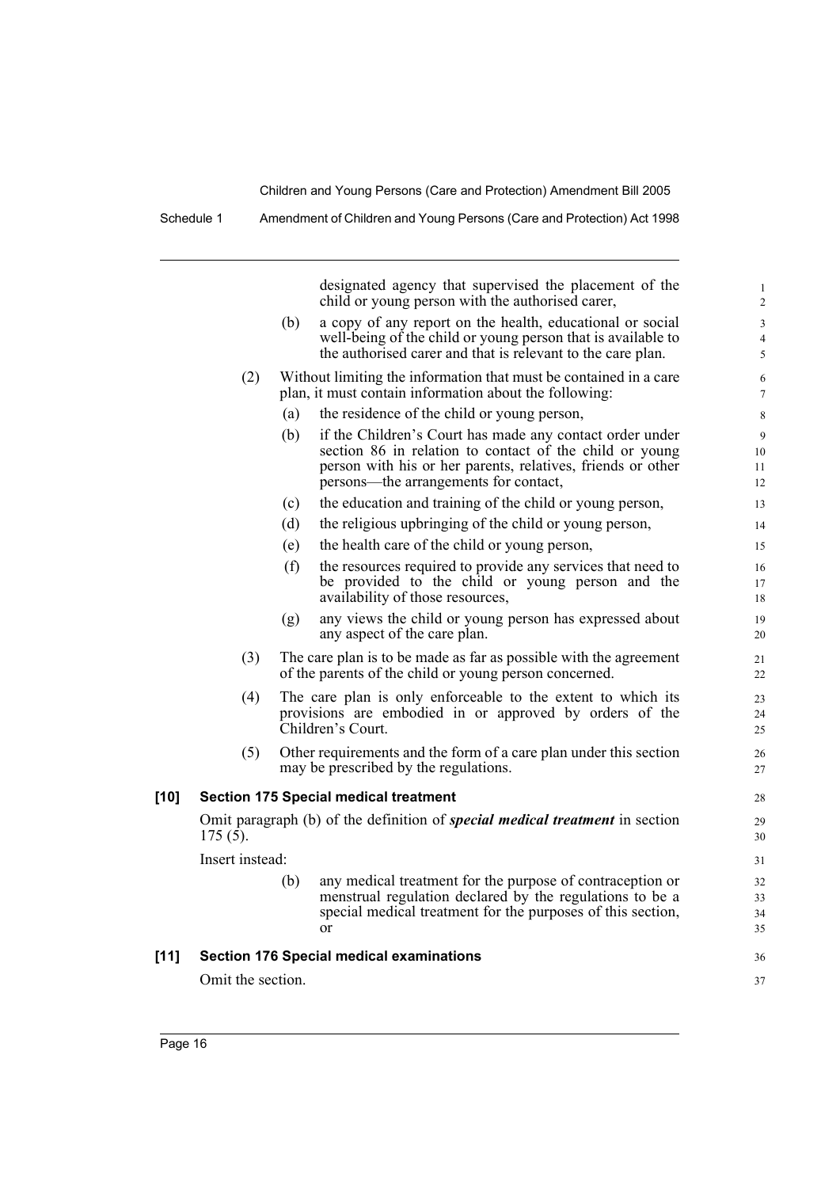designated agency that supervised the placement of the child or young person with the authorised carer,

(b) a copy of any report on the health, educational or social well-being of the child or young person that is available to the authorised carer and that is relevant to the care plan.

(2) Without limiting the information that must be contained in a care plan, it must contain information about the following:

(a) the residence of the child or young person,

(b) if the Children's Court has made any contact order under section 86 in relation to contact of the child or young person with his or her parents, relatives, friends or other persons—the arrangements for contact,

(c) the education and training of the child or young person,

(d) the religious upbringing of the child or young person,

(e) the health care of the child or young person,

(f) the resources required to provide any services that need to be provided to the child or young person and the availability of those resources,

(g) any views the child or young person has expressed about any aspect of the care plan.

(3) The care plan is to be made as far as possible with the agreement of the parents of the child or young person concerned.

(4) The care plan is only enforceable to the extent to which its provisions are embodied in or approved by orders of the Children's Court.

(5) Other requirements and the form of a care plan under this section may be prescribed by the regulations.

**[10] Section 175 Special medical treatment**

Omit paragraph (b) of the definition of ***special medical treatment*** in section 175 (5).

Insert instead:

(b) any medical treatment for the purpose of contraception or menstrual regulation declared by the regulations to be a special medical treatment for the purposes of this section, or

**[11] Section 176 Special medical examinations**

Omit the section.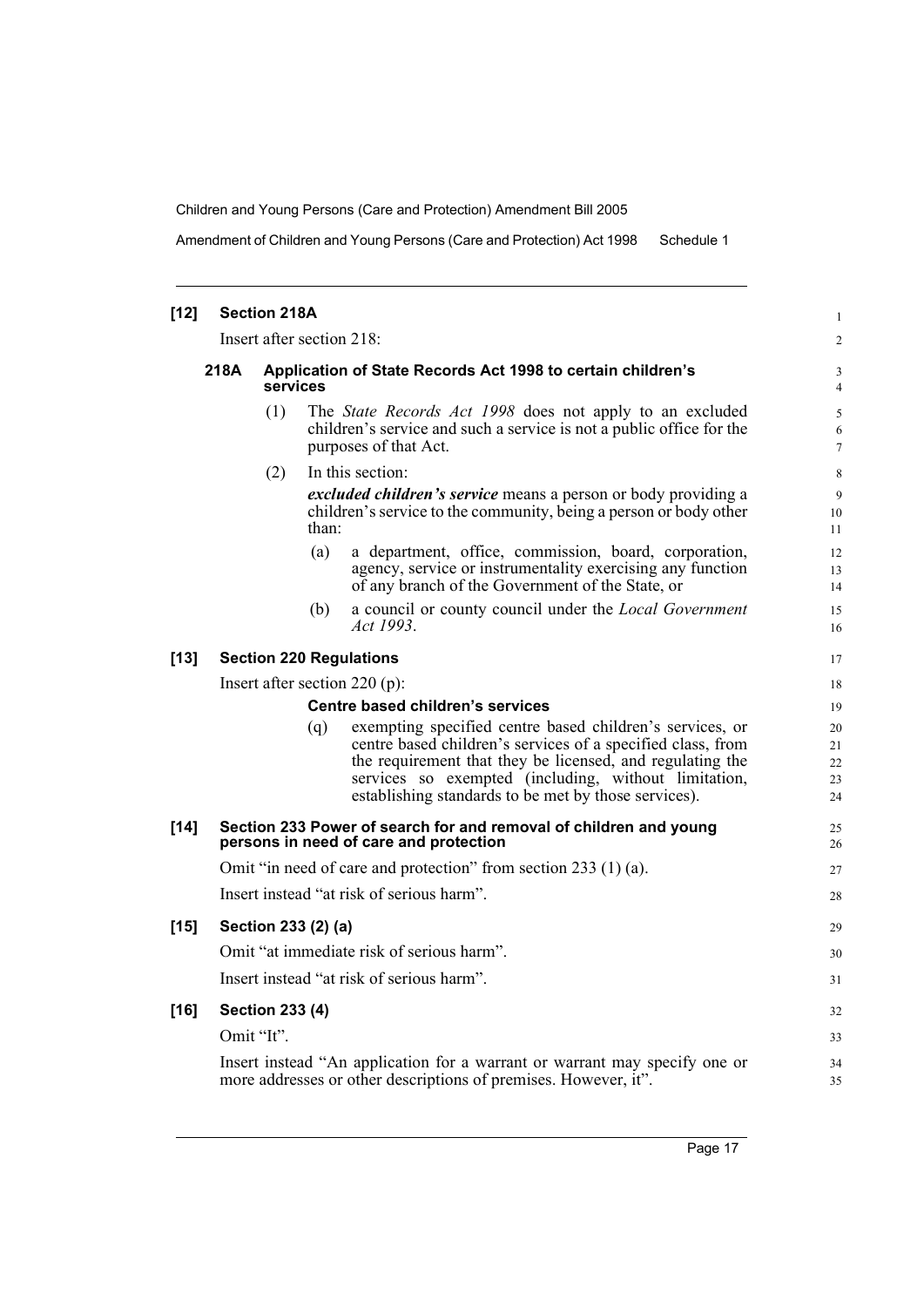**[12] Section 218A**

Insert after section 218:

**218A Application of State Records Act 1998 to certain children's services**

(1) The *State Records Act 1998* does not apply to an excluded children's service and such a service is not a public office for the purposes of that Act.

(2) In this section:

***excluded children's service*** means a person or body providing a children's service to the community, being a person or body other than:

(a) a department, office, commission, board, corporation, agency, service or instrumentality exercising any function of any branch of the Government of the State, or

(b) a council or county council under the *Local Government Act 1993*.

**[13] Section 220 Regulations**

Insert after section 220 (p):

**Centre based children's services**

(q) exempting specified centre based children's services, or centre based children's services of a specified class, from the requirement that they be licensed, and regulating the services so exempted (including, without limitation, establishing standards to be met by those services).

**[14] Section 233 Power of search for and removal of children and young persons in need of care and protection**

Omit "in need of care and protection" from section 233 (1) (a).

Insert instead "at risk of serious harm".

**[15] Section 233 (2) (a)**

Omit "at immediate risk of serious harm".

Insert instead "at risk of serious harm".

**[16] Section 233 (4)**

Omit "It".

Insert instead "An application for a warrant or warrant may specify one or more addresses or other descriptions of premises. However, it".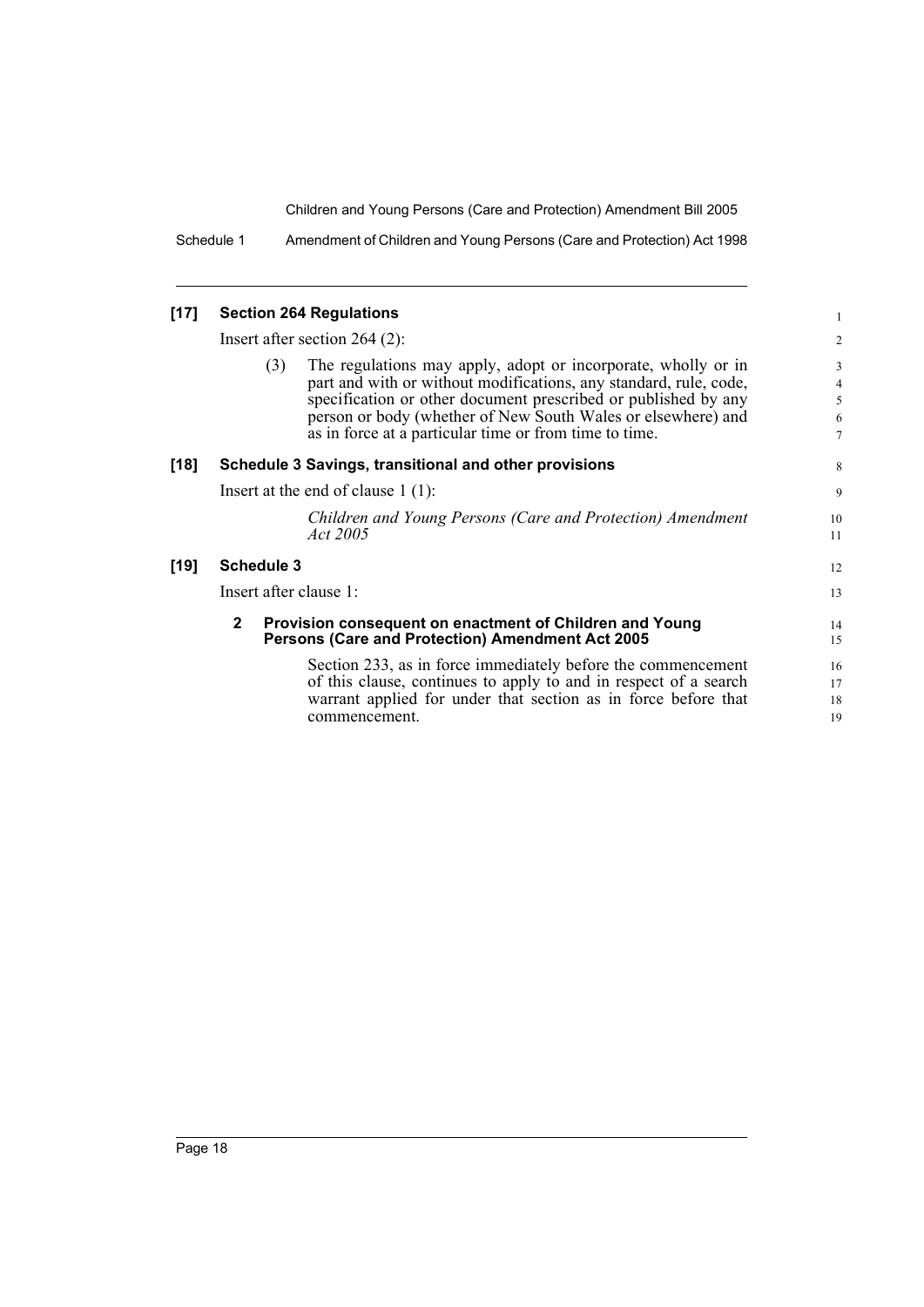**[17] Section 264 Regulations**

Insert after section 264 (2):

(3) The regulations may apply, adopt or incorporate, wholly or in part and with or without modifications, any standard, rule, code, specification or other document prescribed or published by any person or body (whether of New South Wales or elsewhere) and as in force at a particular time or from time to time.

**[18] Schedule 3 Savings, transitional and other provisions**

Insert at the end of clause 1 (1):

*Children and Young Persons (Care and Protection) Amendment Act 2005*

**[19] Schedule 3**

Insert after clause 1:

**2 Provision consequent on enactment of Children and Young Persons (Care and Protection) Amendment Act 2005**

Section 233, as in force immediately before the commencement of this clause, continues to apply to and in respect of a search warrant applied for under that section as in force before that commencement.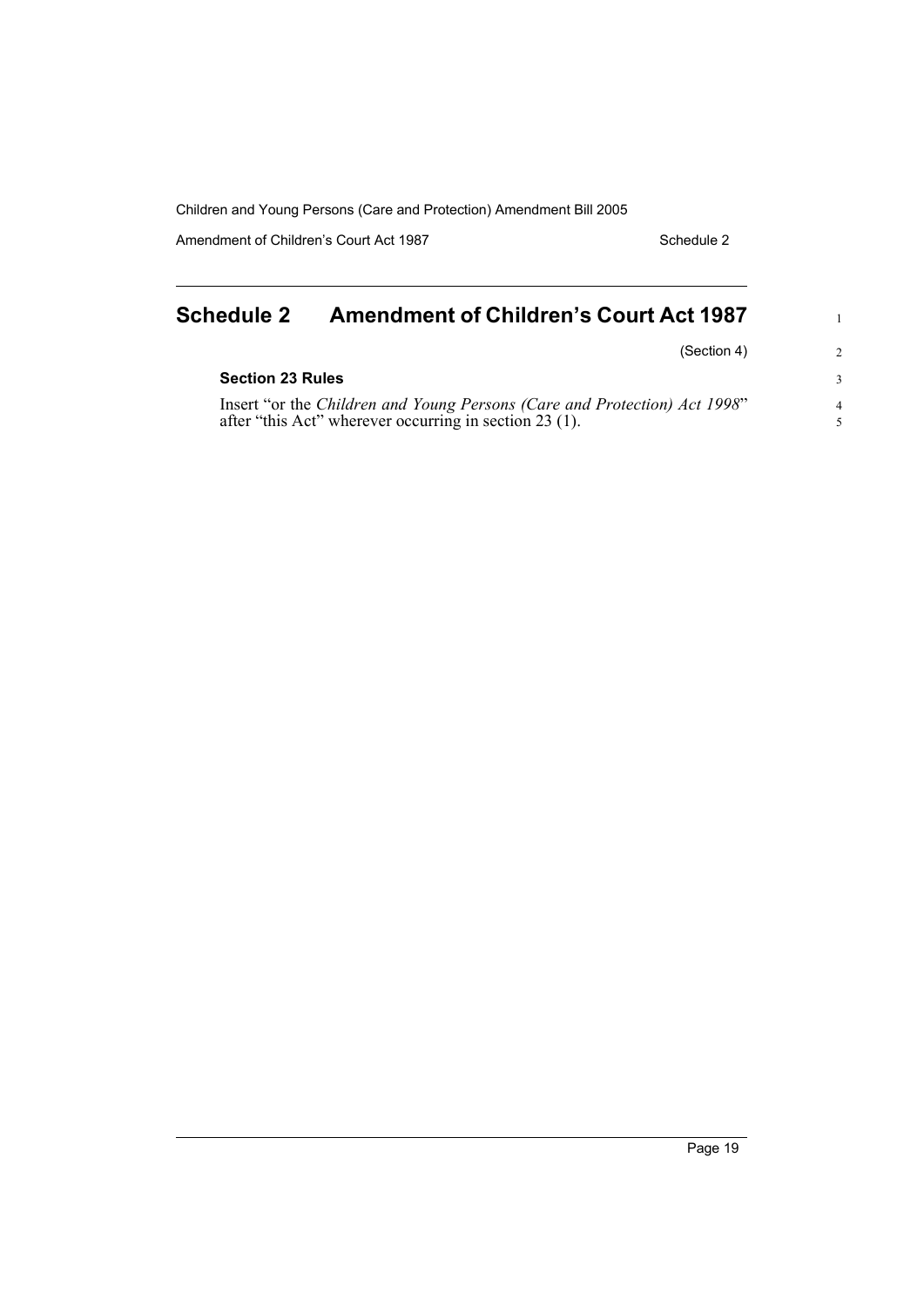# Schedule 2 Amendment of Children's Court Act 1987

(Section 4)

**Section 23 Rules**

Insert "or the *Children and Young Persons (Care and Protection) Act 1998*" after "this Act" wherever occurring in section 23 (1).